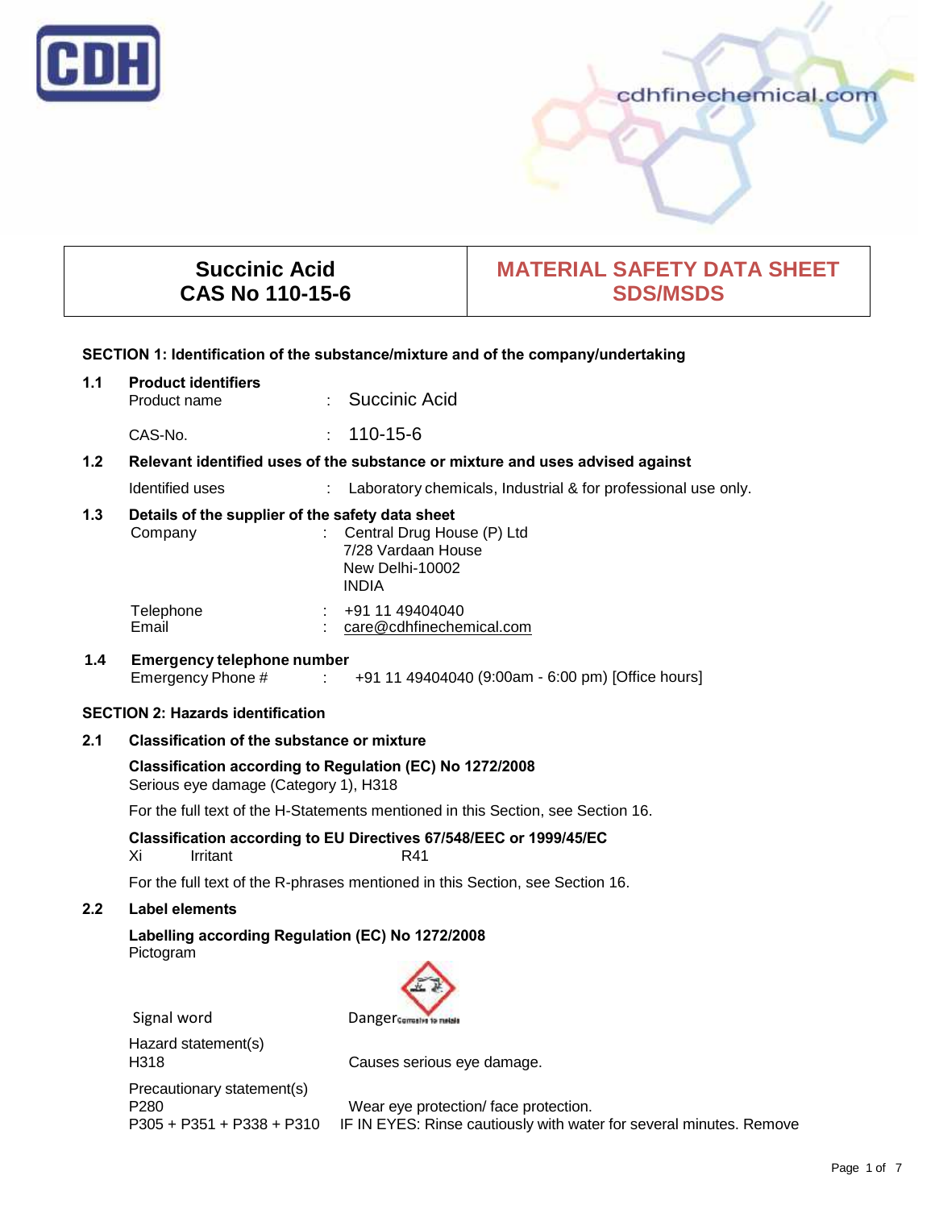CDH

cdhfinechemical.com

| Succinic Acid<br>CAS No 110-15-6 | MATERIAL SAFETY DATA SHEET<br>SDS/MSDS |
|---|---|

## SECTION 1: Identification of the substance/mixture and of the company/undertaking

### 1.1 Product identifiers

Product name : Succinic Acid

CAS-No. : 110-15-6

### 1.2 Relevant identified uses of the substance or mixture and uses advised against

Identified uses : Laboratory chemicals, Industrial & for professional use only.

### 1.3 Details of the supplier of the safety data sheet

Company : Central Drug House (P) Ltd
7/28 Vardaan House
New Delhi-10002
INDIA

Telephone : +91 11 49404040
Email : care@cdhfinechemical.com

### 1.4 Emergency telephone number

Emergency Phone # : +91 11 49404040 (9:00am - 6:00 pm) [Office hours]

## SECTION 2: Hazards identification

### 2.1 Classification of the substance or mixture

**Classification according to Regulation (EC) No 1272/2008**

Serious eye damage (Category 1), H318

For the full text of the H-Statements mentioned in this Section, see Section 16.

**Classification according to EU Directives 67/548/EEC or 1999/45/EC**

Xi Irritant R41

For the full text of the R-phrases mentioned in this Section, see Section 16.

### 2.2 Label elements

**Labelling according Regulation (EC) No 1272/2008**

Pictogram

Signal word Danger

Hazard statement(s)
H318 Causes serious eye damage.

Precautionary statement(s)
P280 Wear eye protection/ face protection.
P305 + P351 + P338 + P310 IF IN EYES: Rinse cautiously with water for several minutes. Remove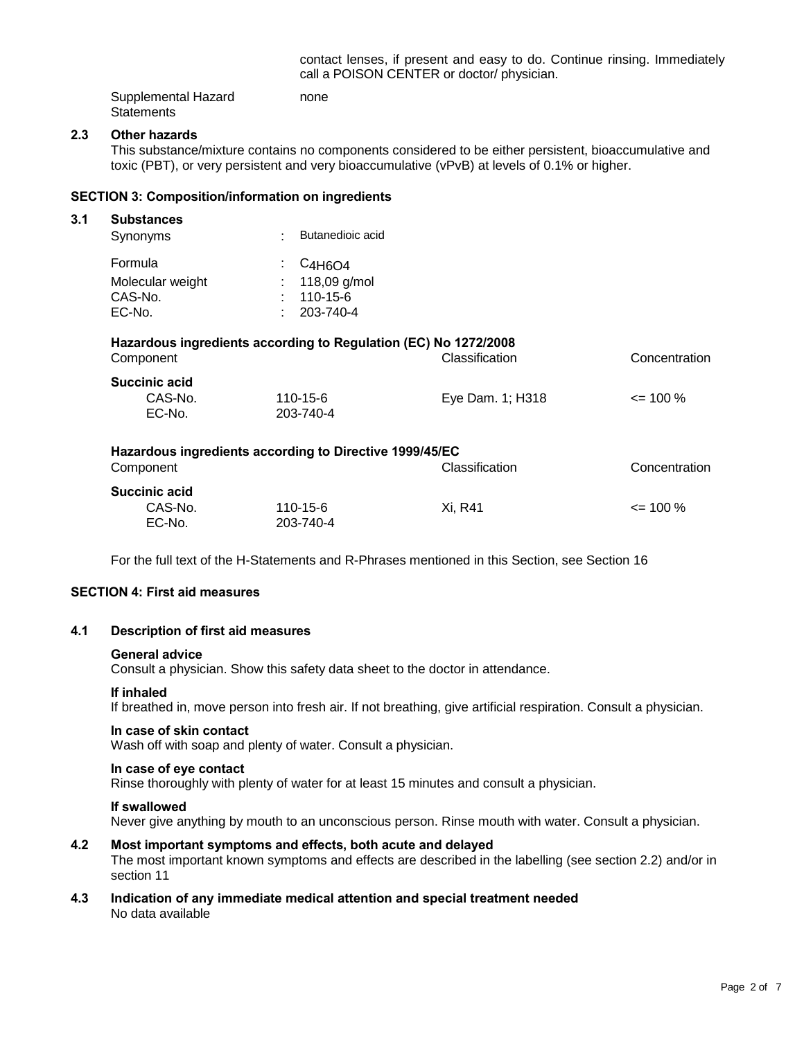contact lenses, if present and easy to do. Continue rinsing. Immediately call a POISON CENTER or doctor/ physician.

Supplemental Hazard Statements: none

### 2.3 Other hazards

This substance/mixture contains no components considered to be either persistent, bioaccumulative and toxic (PBT), or very persistent and very bioaccumulative (vPvB) at levels of 0.1% or higher.

## SECTION 3: Composition/information on ingredients

### 3.1 Substances

| | | |
|---|---|---|
| Synonyms | : | Butanedioic acid |
| Formula | : | $C_4H_6O_4$ |
| Molecular weight | : | 118,09 g/mol |
| CAS-No. | : | 110-15-6 |
| EC-No. | : | 203-740-4 |

**Hazardous ingredients according to Regulation (EC) No 1272/2008**

| Component | | Classification | Concentration |
|---|---|---|---|
| **Succinic acid** | | | |
| CAS-No. | 110-15-6 | Eye Dam. 1; H318 | <= 100 % |
| EC-No. | 203-740-4 | | |

**Hazardous ingredients according to Directive 1999/45/EC**

| Component | | Classification | Concentration |
|---|---|---|---|
| **Succinic acid** | | | |
| CAS-No. | 110-15-6 | Xi, R41 | <= 100 % |
| EC-No. | 203-740-4 | | |

For the full text of the H-Statements and R-Phrases mentioned in this Section, see Section 16

## SECTION 4: First aid measures

### 4.1 Description of first aid measures

**General advice**
Consult a physician. Show this safety data sheet to the doctor in attendance.

**If inhaled**
If breathed in, move person into fresh air. If not breathing, give artificial respiration. Consult a physician.

**In case of skin contact**
Wash off with soap and plenty of water. Consult a physician.

**In case of eye contact**
Rinse thoroughly with plenty of water for at least 15 minutes and consult a physician.

**If swallowed**
Never give anything by mouth to an unconscious person. Rinse mouth with water. Consult a physician.

### 4.2 Most important symptoms and effects, both acute and delayed

The most important known symptoms and effects are described in the labelling (see section 2.2) and/or in section 11

### 4.3 Indication of any immediate medical attention and special treatment needed

No data available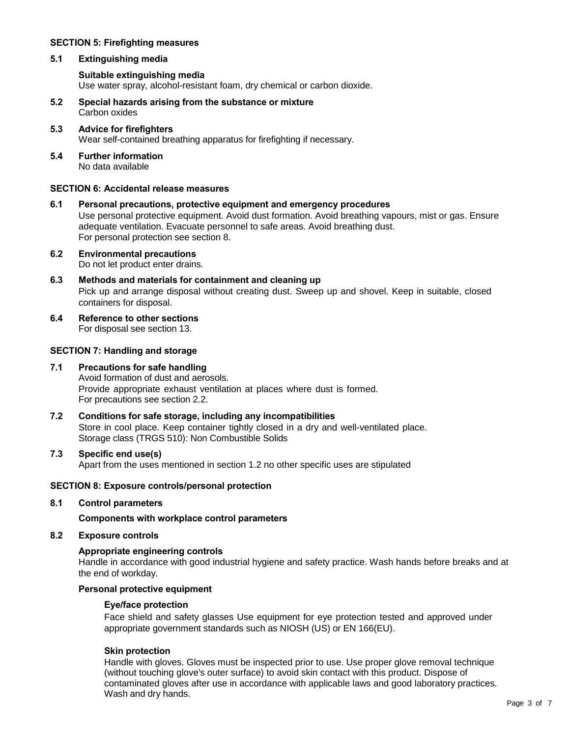## SECTION 5: Firefighting measures

### 5.1 Extinguishing media

**Suitable extinguishing media**
Use water spray, alcohol-resistant foam, dry chemical or carbon dioxide.

### 5.2 Special hazards arising from the substance or mixture
Carbon oxides

### 5.3 Advice for firefighters
Wear self-contained breathing apparatus for firefighting if necessary.

### 5.4 Further information
No data available

## SECTION 6: Accidental release measures

### 6.1 Personal precautions, protective equipment and emergency procedures
Use personal protective equipment. Avoid dust formation. Avoid breathing vapours, mist or gas. Ensure adequate ventilation. Evacuate personnel to safe areas. Avoid breathing dust.
For personal protection see section 8.

### 6.2 Environmental precautions
Do not let product enter drains.

### 6.3 Methods and materials for containment and cleaning up
Pick up and arrange disposal without creating dust. Sweep up and shovel. Keep in suitable, closed containers for disposal.

### 6.4 Reference to other sections
For disposal see section 13.

## SECTION 7: Handling and storage

### 7.1 Precautions for safe handling
Avoid formation of dust and aerosols.
Provide appropriate exhaust ventilation at places where dust is formed.
For precautions see section 2.2.

### 7.2 Conditions for safe storage, including any incompatibilities
Store in cool place. Keep container tightly closed in a dry and well-ventilated place.
Storage class (TRGS 510): Non Combustible Solids

### 7.3 Specific end use(s)
Apart from the uses mentioned in section 1.2 no other specific uses are stipulated

## SECTION 8: Exposure controls/personal protection

### 8.1 Control parameters

**Components with workplace control parameters**

### 8.2 Exposure controls

**Appropriate engineering controls**
Handle in accordance with good industrial hygiene and safety practice. Wash hands before breaks and at the end of workday.

**Personal protective equipment**

**Eye/face protection**
Face shield and safety glasses Use equipment for eye protection tested and approved under appropriate government standards such as NIOSH (US) or EN 166(EU).

**Skin protection**
Handle with gloves. Gloves must be inspected prior to use. Use proper glove removal technique (without touching glove's outer surface) to avoid skin contact with this product. Dispose of contaminated gloves after use in accordance with applicable laws and good laboratory practices. Wash and dry hands.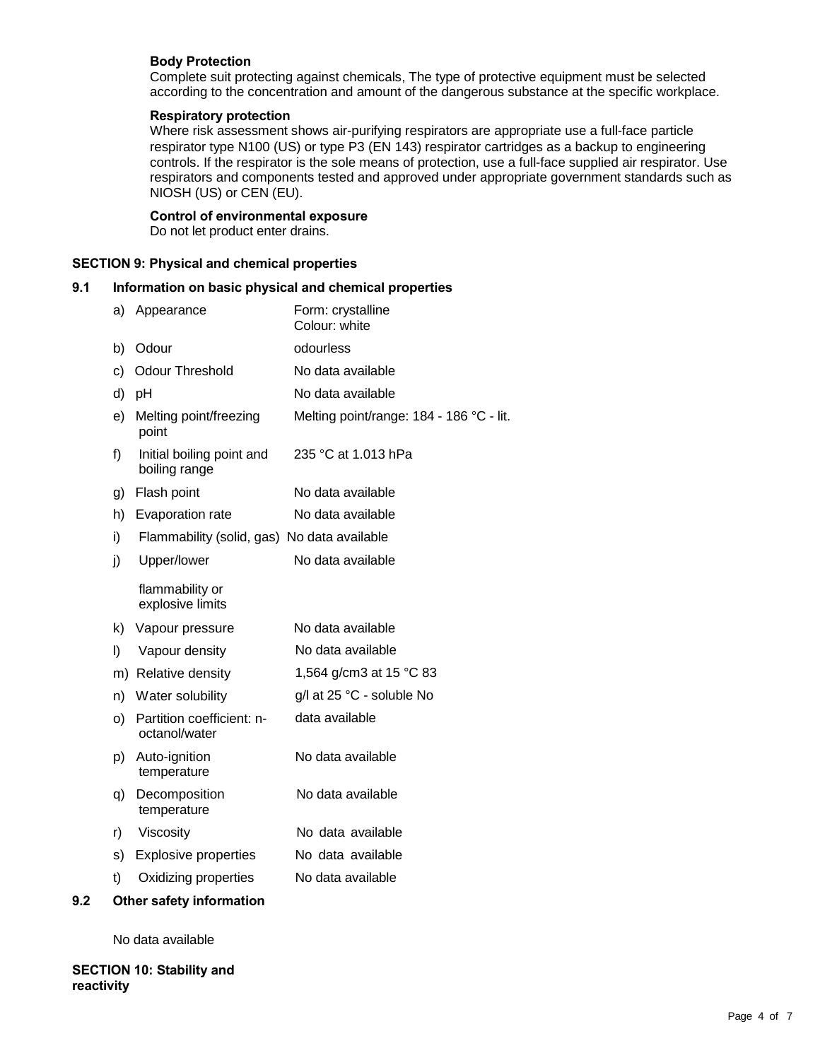**Body Protection**
Complete suit protecting against chemicals, The type of protective equipment must be selected according to the concentration and amount of the dangerous substance at the specific workplace.

**Respiratory protection**
Where risk assessment shows air-purifying respirators are appropriate use a full-face particle respirator type N100 (US) or type P3 (EN 143) respirator cartridges as a backup to engineering controls. If the respirator is the sole means of protection, use a full-face supplied air respirator. Use respirators and components tested and approved under appropriate government standards such as NIOSH (US) or CEN (EU).

**Control of environmental exposure**
Do not let product enter drains.

## SECTION 9: Physical and chemical properties

### 9.1 Information on basic physical and chemical properties

| | | |
|---|---|---|
| a) | Appearance | Form: crystalline<br>Colour: white |
| b) | Odour | odourless |
| c) | Odour Threshold | No data available |
| d) | pH | No data available |
| e) | Melting point/freezing point | Melting point/range: 184 - 186 °C - lit. |
| f) | Initial boiling point and boiling range | 235 °C at 1.013 hPa |
| g) | Flash point | No data available |
| h) | Evaporation rate | No data available |
| i) | Flammability (solid, gas) | No data available |
| j) | Upper/lower flammability or explosive limits | No data available |
| k) | Vapour pressure | No data available |
| l) | Vapour density | No data available |
| m) | Relative density | 1,564 g/cm3 at 15 °C 83 |
| n) | Water solubility | g/l at 25 °C - soluble No |
| o) | Partition coefficient: n-octanol/water | data available |
| p) | Auto-ignition temperature | No data available |
| q) | Decomposition temperature | No data available |
| r) | Viscosity | No data available |
| s) | Explosive properties | No data available |
| t) | Oxidizing properties | No data available |

### 9.2 Other safety information

No data available

## SECTION 10: Stability and reactivity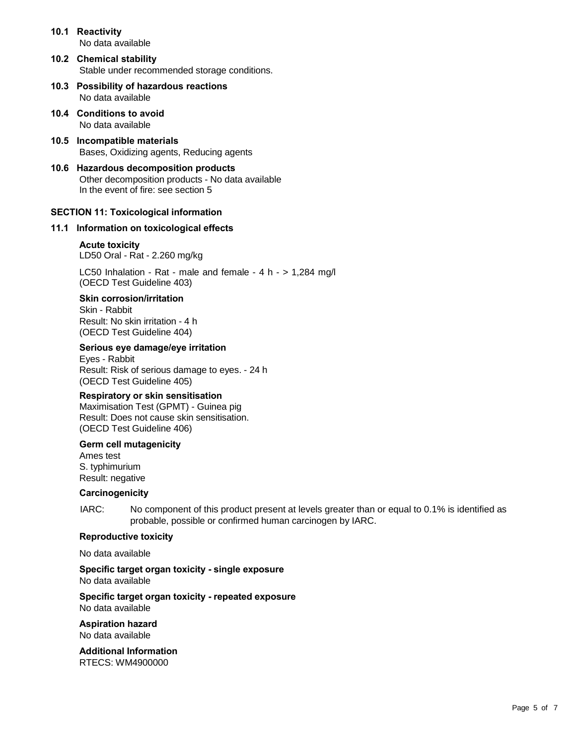### 10.1 Reactivity

No data available

### 10.2 Chemical stability

Stable under recommended storage conditions.

### 10.3 Possibility of hazardous reactions

No data available

### 10.4 Conditions to avoid

No data available

### 10.5 Incompatible materials

Bases, Oxidizing agents, Reducing agents

### 10.6 Hazardous decomposition products

Other decomposition products - No data available
In the event of fire: see section 5

## SECTION 11: Toxicological information

### 11.1 Information on toxicological effects

**Acute toxicity**
LD50 Oral - Rat - 2.260 mg/kg

LC50 Inhalation - Rat - male and female - 4 h - > 1,284 mg/l
(OECD Test Guideline 403)

**Skin corrosion/irritation**
Skin - Rabbit
Result: No skin irritation - 4 h
(OECD Test Guideline 404)

**Serious eye damage/eye irritation**
Eyes - Rabbit
Result: Risk of serious damage to eyes. - 24 h
(OECD Test Guideline 405)

**Respiratory or skin sensitisation**
Maximisation Test (GPMT) - Guinea pig
Result: Does not cause skin sensitisation.
(OECD Test Guideline 406)

**Germ cell mutagenicity**
Ames test
S. typhimurium
Result: negative

**Carcinogenicity**

IARC: No component of this product present at levels greater than or equal to 0.1% is identified as probable, possible or confirmed human carcinogen by IARC.

**Reproductive toxicity**

No data available

**Specific target organ toxicity - single exposure**
No data available

**Specific target organ toxicity - repeated exposure**
No data available

**Aspiration hazard**
No data available

**Additional Information**
RTECS: WM4900000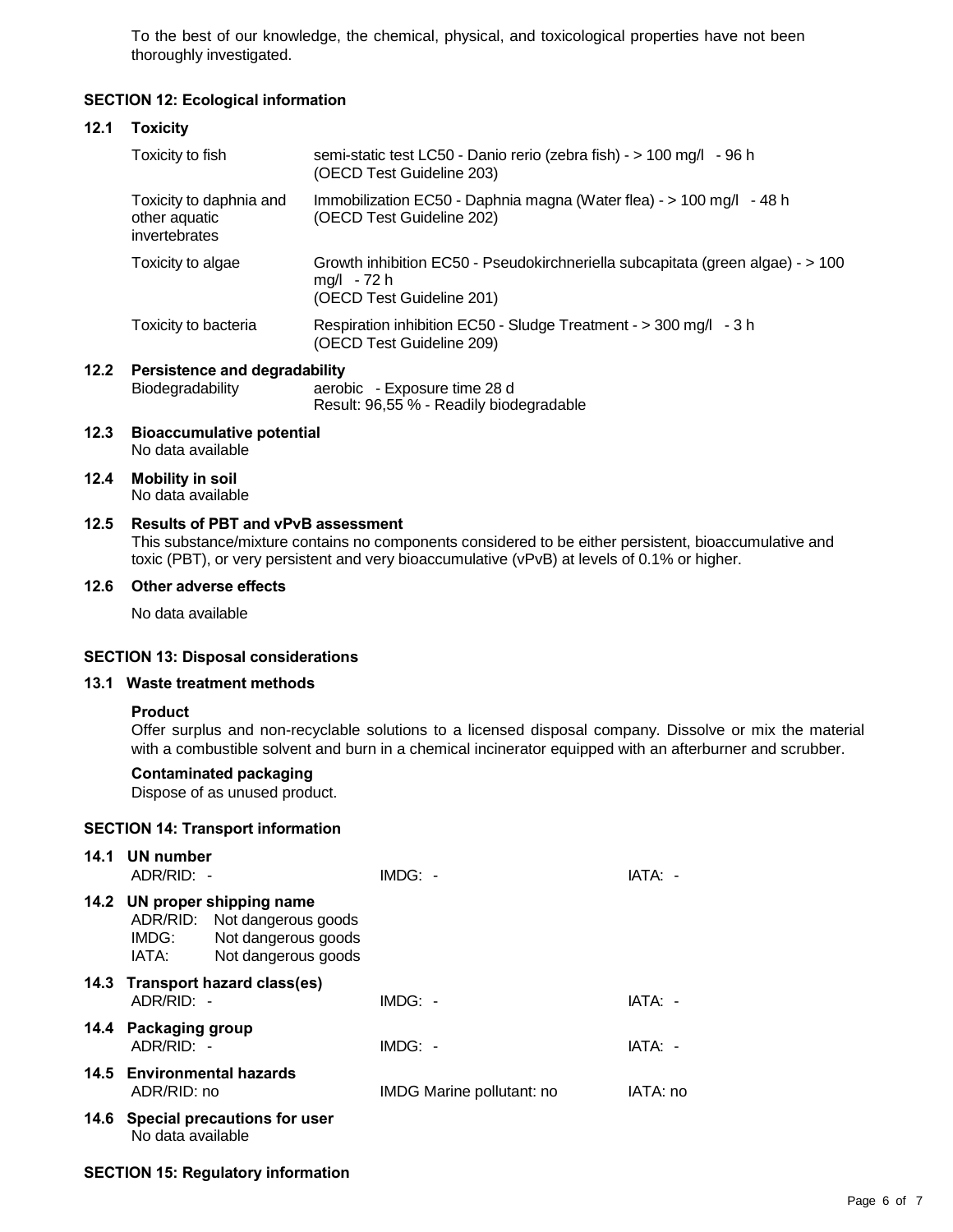To the best of our knowledge, the chemical, physical, and toxicological properties have not been thoroughly investigated.

## SECTION 12: Ecological information

### 12.1 Toxicity

| | |
|---|---|
| Toxicity to fish | semi-static test LC50 - Danio rerio (zebra fish) - > 100 mg/l - 96 h (OECD Test Guideline 203) |
| Toxicity to daphnia and other aquatic invertebrates | Immobilization EC50 - Daphnia magna (Water flea) - > 100 mg/l - 48 h (OECD Test Guideline 202) |
| Toxicity to algae | Growth inhibition EC50 - Pseudokirchneriella subcapitata (green algae) - > 100 mg/l - 72 h (OECD Test Guideline 201) |
| Toxicity to bacteria | Respiration inhibition EC50 - Sludge Treatment - > 300 mg/l - 3 h (OECD Test Guideline 209) |

### 12.2 Persistence and degradability

| | |
|---|---|
| Biodegradability | aerobic - Exposure time 28 d<br>Result: 96,55 % - Readily biodegradable |

### 12.3 Bioaccumulative potential

No data available

### 12.4 Mobility in soil

No data available

### 12.5 Results of PBT and vPvB assessment

This substance/mixture contains no components considered to be either persistent, bioaccumulative and toxic (PBT), or very persistent and very bioaccumulative (vPvB) at levels of 0.1% or higher.

### 12.6 Other adverse effects

No data available

## SECTION 13: Disposal considerations

### 13.1 Waste treatment methods

**Product**

Offer surplus and non-recyclable solutions to a licensed disposal company. Dissolve or mix the material with a combustible solvent and burn in a chemical incinerator equipped with an afterburner and scrubber.

**Contaminated packaging**

Dispose of as unused product.

## SECTION 14: Transport information

### 14.1 UN number

| | | |
|---|---|---|
| ADR/RID: - | IMDG: - | IATA: - |

### 14.2 UN proper shipping name

ADR/RID: Not dangerous goods
IMDG: Not dangerous goods
IATA: Not dangerous goods

### 14.3 Transport hazard class(es)

| | | |
|---|---|---|
| ADR/RID: - | IMDG: - | IATA: - |

### 14.4 Packaging group

| | | |
|---|---|---|
| ADR/RID: - | IMDG: - | IATA: - |

### 14.5 Environmental hazards

| | | |
|---|---|---|
| ADR/RID: no | IMDG Marine pollutant: no | IATA: no |

### 14.6 Special precautions for user

No data available

## SECTION 15: Regulatory information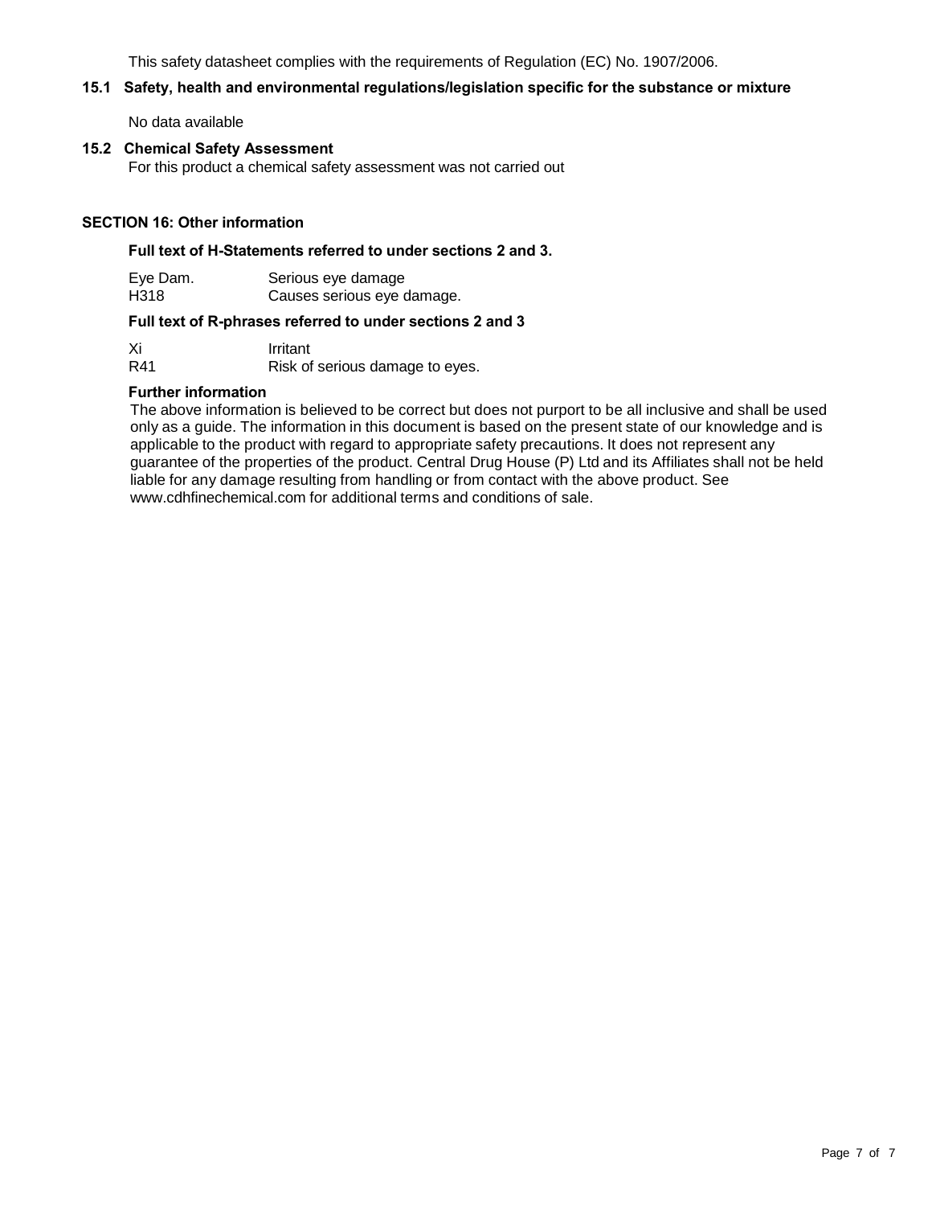This safety datasheet complies with the requirements of Regulation (EC) No. 1907/2006.

### 15.1 Safety, health and environmental regulations/legislation specific for the substance or mixture

No data available

### 15.2 Chemical Safety Assessment

For this product a chemical safety assessment was not carried out

## SECTION 16: Other information

**Full text of H-Statements referred to under sections 2 and 3.**

| | |
|---|---|
| Eye Dam. | Serious eye damage |
| H318 | Causes serious eye damage. |

**Full text of R-phrases referred to under sections 2 and 3**

| | |
|---|---|
| Xi | Irritant |
| R41 | Risk of serious damage to eyes. |

**Further information**

The above information is believed to be correct but does not purport to be all inclusive and shall be used only as a guide. The information in this document is based on the present state of our knowledge and is applicable to the product with regard to appropriate safety precautions. It does not represent any guarantee of the properties of the product. Central Drug House (P) Ltd and its Affiliates shall not be held liable for any damage resulting from handling or from contact with the above product. See www.cdhfinechemical.com for additional terms and conditions of sale.